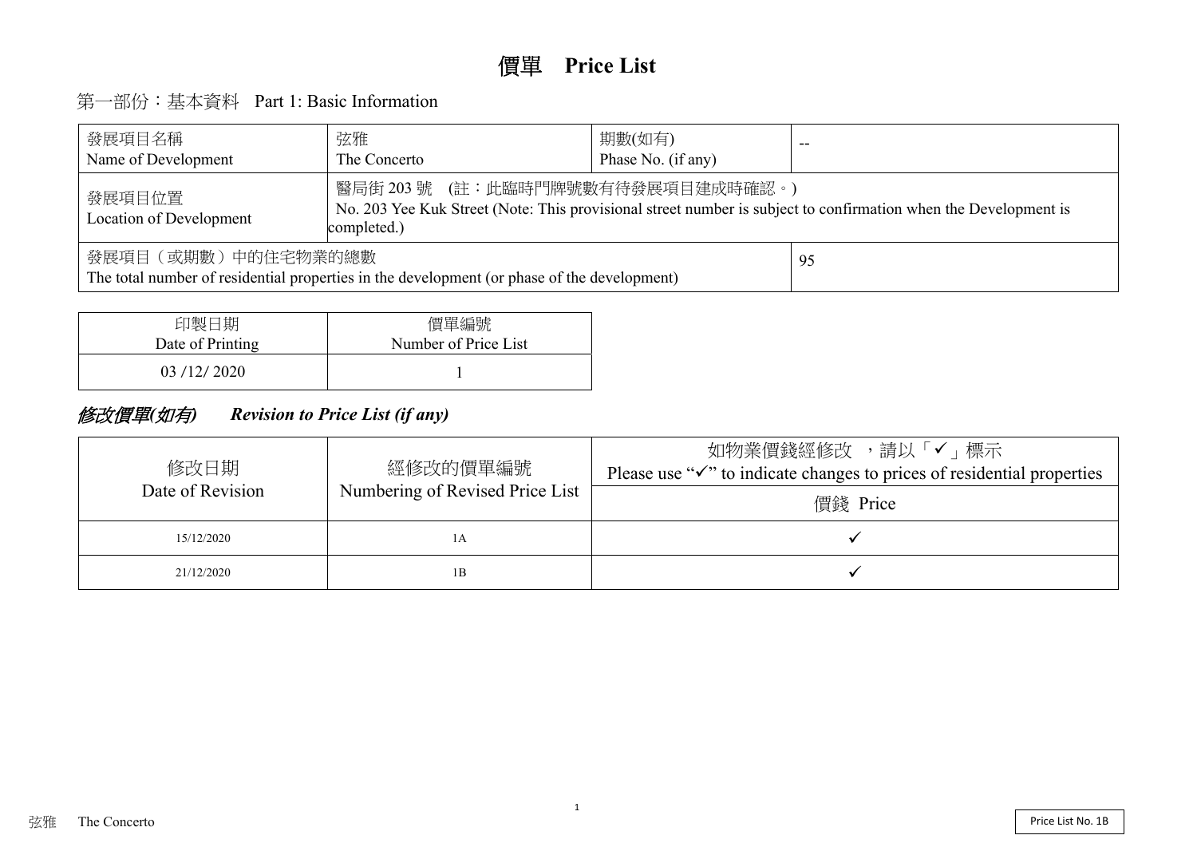# 價單　Price List

## 第一部份：基本資料　Part 1: Basic Information

| 發展項目名稱<br>Name of Development | 弦雅<br>The Concerto | 期數(如有)<br>Phase No. (if any) | -- |
|---|---|---|---|
| 發展項目位置<br>Location of Development | 醫局街 203 號　(註：此臨時門牌號數有待發展項目建成時確認。)<br>No. 203 Yee Kuk Street (Note: This provisional street number is subject to confirmation when the Development is completed.) | | |
| 發展項目（或期數）中的住宅物業的總數<br>The total number of residential properties in the development (or phase of the development) | | | 95 |

| 印製日期<br>Date of Printing | 價單編號<br>Number of Price List |
|---|---|
| 03 /12/ 2020 | 1 |

## *修改價單(如有)　Revision to Price List (if any)*

| 修改日期<br>Date of Revision | 經修改的價單編號<br>Numbering of Revised Price List | 如物業價錢經修改　，請以「✓」標示<br>Please use "✓" to indicate changes to prices of residential properties |
|---|---|---|
| | | 價錢 Price |
| 15/12/2020 | 1A | ✓ |
| 21/12/2020 | 1B | ✓ |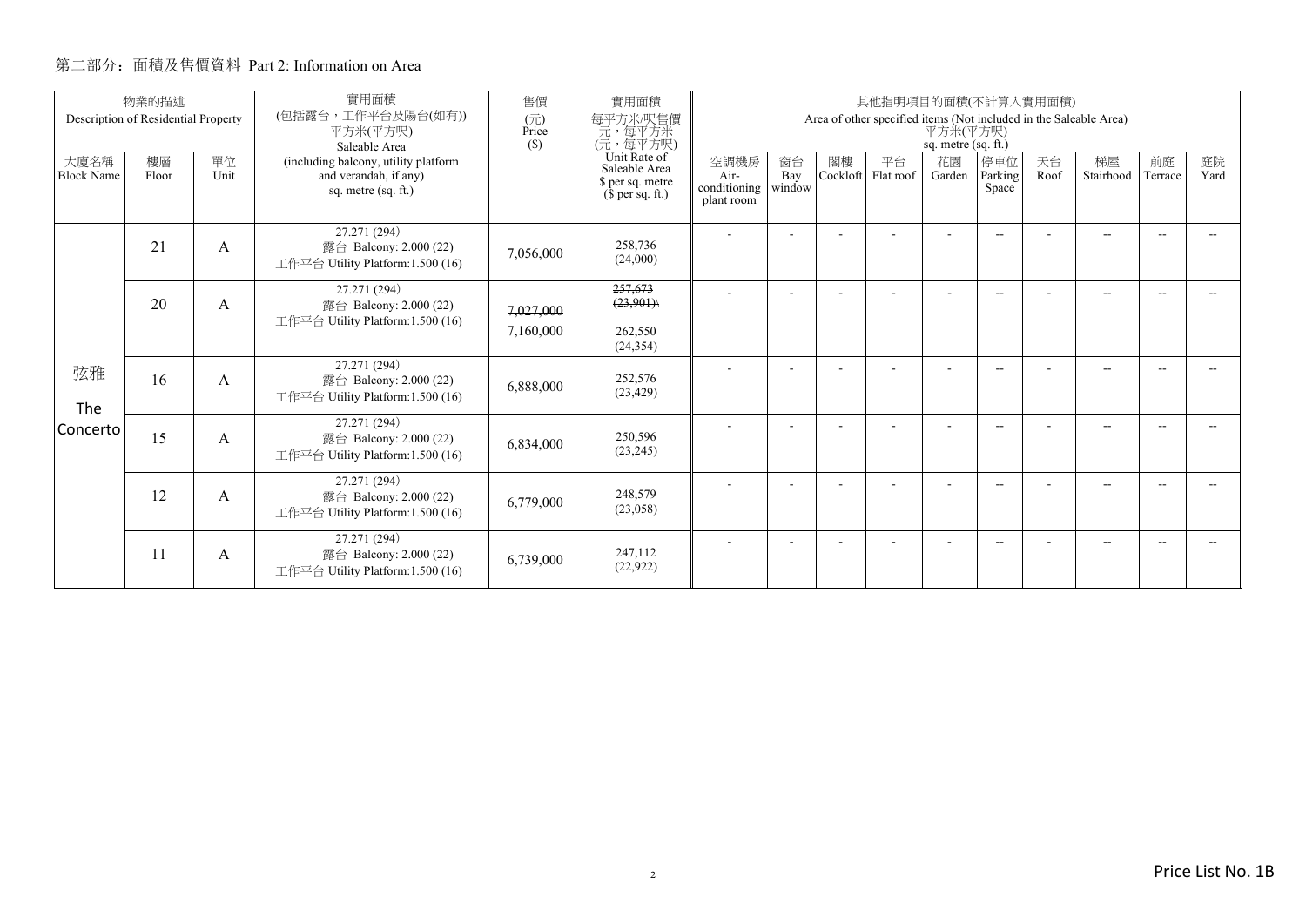## 第二部分：面積及售價資料 Part 2: Information on Area

| 物業的描述 Description of Residential Property | | | 實用面積 (包括露台，工作平台及陽台(如有)) 平方米(平方呎) Saleable Area | 售價 (元) Price ($) | 實用面積 每平方米/呎售價 元，每平方米 (元，每平方呎) Unit Rate of Saleable Area $ per sq. metre ($ per sq. ft.) | 其他指明項目的面積(不計算入實用面積) Area of other specified items (Not included in the Saleable Area) 平方米(平方呎) sq. metre (sq. ft.) | | | | | | | | | |
|---|---|---|---|---|---|---|---|---|---|---|---|---|---|---|---|
| 大廈名稱 Block Name | 樓層 Floor | 單位 Unit | (including balcony, utility platform and verandah, if any) sq. metre (sq. ft.) | | | 空調機房 Air-conditioning plant room | 窗台 Bay window | 閣樓 Cockloft | 平台 Flat roof | 花園 Garden | 停車位 Parking Space | 天台 Roof | 梯屋 Stairhood | 前庭 Terrace | 庭院 Yard |
| 弦雅 The Concerto | 21 | A | 27.271 (294) 露台 Balcony: 2.000 (22) 工作平台 Utility Platform:1.500 (16) | 7,056,000 | 258,736 (24,000) | - | - | - | - | - | -- | - | -- | -- | -- |
| | 20 | A | 27.271 (294) 露台 Balcony: 2.000 (22) 工作平台 Utility Platform:1.500 (16) | ~~7,027,000~~ 7,160,000 | ~~257,673 (23,901)~~ 262,550 (24,354) | - | - | - | - | - | -- | - | -- | -- | -- |
| | 16 | A | 27.271 (294) 露台 Balcony: 2.000 (22) 工作平台 Utility Platform:1.500 (16) | 6,888,000 | 252,576 (23,429) | - | - | - | - | - | -- | - | -- | -- | -- |
| | 15 | A | 27.271 (294) 露台 Balcony: 2.000 (22) 工作平台 Utility Platform:1.500 (16) | 6,834,000 | 250,596 (23,245) | - | - | - | - | - | -- | - | -- | -- | -- |
| | 12 | A | 27.271 (294) 露台 Balcony: 2.000 (22) 工作平台 Utility Platform:1.500 (16) | 6,779,000 | 248,579 (23,058) | - | - | - | - | - | -- | - | -- | -- | -- |
| | 11 | A | 27.271 (294) 露台 Balcony: 2.000 (22) 工作平台 Utility Platform:1.500 (16) | 6,739,000 | 247,112 (22,922) | - | - | - | - | - | -- | - | -- | -- | -- |

Price List No. 1B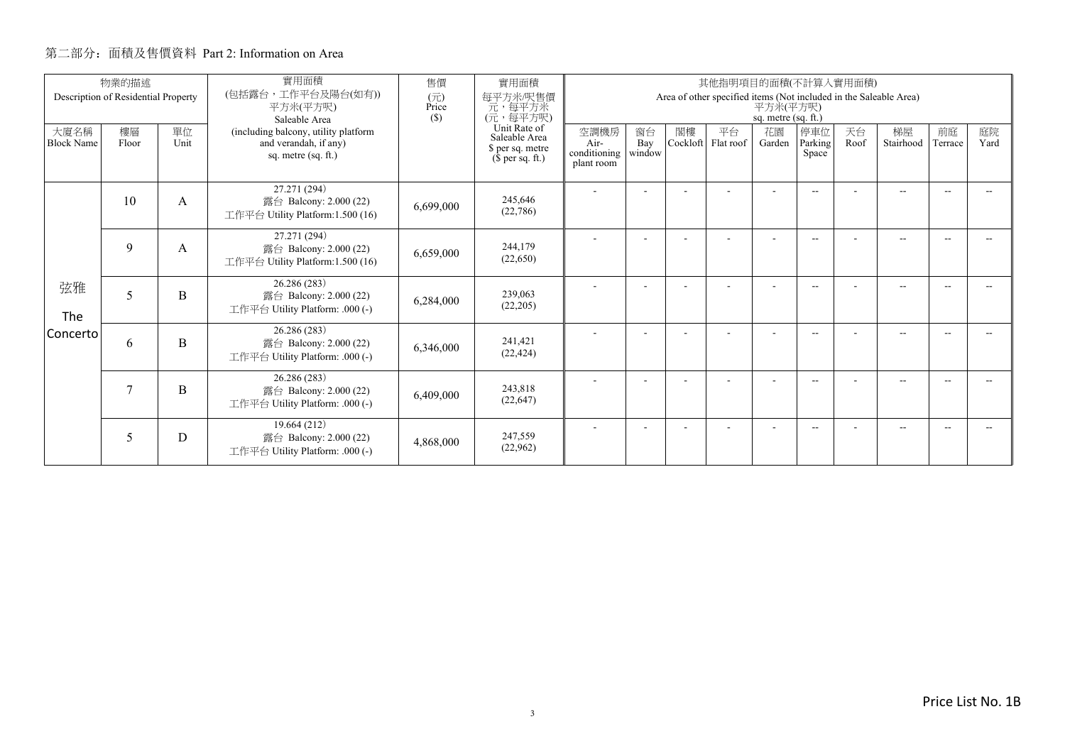## 第二部分：面積及售價資料 Part 2: Information on Area

| 物業的描述 Description of Residential Property | | | 實用面積 (包括露台，工作平台及陽台(如有)) 平方米(平方呎) Saleable Area (including balcony, utility platform and verandah, if any) sq. metre (sq. ft.) | 售價 (元) Price ($) | 實用面積 每平方米/呎售價 元，每平方米 (元，每平方呎) Unit Rate of Saleable Area $ per sq. metre ($ per sq. ft.) | 其他指明項目的面積(不計算入實用面積) 平方米(平方呎) Area of other specified items (Not included in the Saleable Area) sq. metre (sq. ft.) | | | | | | | | | |
|---|---|---|---|---|---|---|---|---|---|---|---|---|---|---|---|
| 大廈名稱 Block Name | 樓層 Floor | 單位 Unit | | | | 空調機房 Air-conditioning plant room | 窗台 Bay window | 閣樓 Cockloft | 平台 Flat roof | 花園 Garden | 停車位 Parking Space | 天台 Roof | 梯屋 Stairhood | 前庭 Terrace | 庭院 Yard |
| 弦雅 The Concerto | 10 | A | 27.271 (294)<br>露台 Balcony: 2.000 (22)<br>工作平台 Utility Platform:1.500 (16) | 6,699,000 | 245,646<br>(22,786) | - | - | - | - | - | -- | - | -- | -- | -- |
| | 9 | A | 27.271 (294)<br>露台 Balcony: 2.000 (22)<br>工作平台 Utility Platform:1.500 (16) | 6,659,000 | 244,179<br>(22,650) | - | - | - | - | - | -- | - | -- | -- | -- |
| | 5 | B | 26.286 (283)<br>露台 Balcony: 2.000 (22)<br>工作平台 Utility Platform: .000 (-) | 6,284,000 | 239,063<br>(22,205) | - | - | - | - | - | -- | - | -- | -- | -- |
| | 6 | B | 26.286 (283)<br>露台 Balcony: 2.000 (22)<br>工作平台 Utility Platform: .000 (-) | 6,346,000 | 241,421<br>(22,424) | - | - | - | - | - | -- | - | -- | -- | -- |
| | 7 | B | 26.286 (283)<br>露台 Balcony: 2.000 (22)<br>工作平台 Utility Platform: .000 (-) | 6,409,000 | 243,818<br>(22,647) | - | - | - | - | - | -- | - | -- | -- | -- |
| | 5 | D | 19.664 (212)<br>露台 Balcony: 2.000 (22)<br>工作平台 Utility Platform: .000 (-) | 4,868,000 | 247,559<br>(22,962) | - | - | - | - | - | -- | - | -- | -- | -- |

Price List No. 1B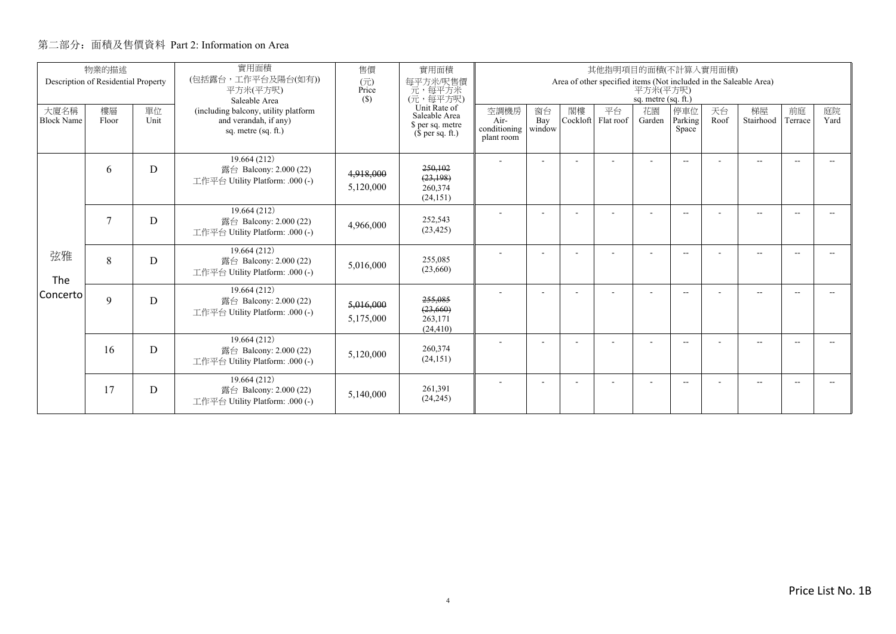## 第二部分：面積及售價資料 Part 2: Information on Area

| 物業的描述 Description of Residential Property | | | 實用面積 (包括露台，工作平台及陽台(如有)) 平方米(平方呎) Saleable Area (including balcony, utility platform and verandah, if any) sq. metre (sq. ft.) | 售價 (元) Price ($) | 實用面積 每平方米/呎售價 元，每平方米 (元，每平方呎) Unit Rate of Saleable Area $ per sq. metre ($ per sq. ft.) | 其他指明項目的面積(不計算入實用面積) Area of other specified items (Not included in the Saleable Area) 平方米(平方呎) sq. metre (sq. ft.) | | | | | | | | | |
|---|---|---|---|---|---|---|---|---|---|---|---|---|---|---|---|
| 大廈名稱 Block Name | 樓層 Floor | 單位 Unit | | | | 空調機房 Air-conditioning plant room | 窗台 Bay window | 閣樓 Cockloft | 平台 Flat roof | 花園 Garden | 停車位 Parking Space | 天台 Roof | 梯屋 Stairhood | 前庭 Terrace | 庭院 Yard |
| 弦雅 The Concerto | 6 | D | 19.664 (212) 露台 Balcony: 2.000 (22) 工作平台 Utility Platform: .000 (-) | ~~4,918,000~~ 5,120,000 | ~~250,102 (23,198)~~ 260,374 (24,151) | - | - | - | - | - | -- | - | -- | -- | -- |
| | 7 | D | 19.664 (212) 露台 Balcony: 2.000 (22) 工作平台 Utility Platform: .000 (-) | 4,966,000 | 252,543 (23,425) | - | - | - | - | - | -- | - | -- | -- | -- |
| | 8 | D | 19.664 (212) 露台 Balcony: 2.000 (22) 工作平台 Utility Platform: .000 (-) | 5,016,000 | 255,085 (23,660) | - | - | - | - | - | -- | - | -- | -- | -- |
| | 9 | D | 19.664 (212) 露台 Balcony: 2.000 (22) 工作平台 Utility Platform: .000 (-) | ~~5,016,000~~ 5,175,000 | ~~255,085 (23,660)~~ 263,171 (24,410) | - | - | - | - | - | -- | - | -- | -- | -- |
| | 16 | D | 19.664 (212) 露台 Balcony: 2.000 (22) 工作平台 Utility Platform: .000 (-) | 5,120,000 | 260,374 (24,151) | - | - | - | - | - | -- | - | -- | -- | -- |
| | 17 | D | 19.664 (212) 露台 Balcony: 2.000 (22) 工作平台 Utility Platform: .000 (-) | 5,140,000 | 261,391 (24,245) | - | - | - | - | - | -- | - | -- | -- | -- |

Price List No. 1B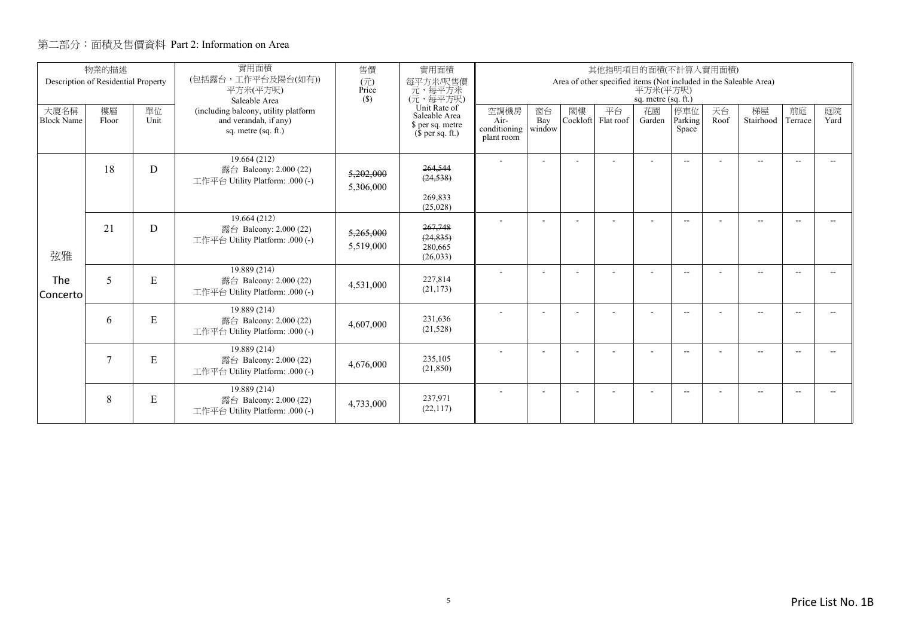## 第二部分：面積及售價資料 Part 2: Information on Area

| 物業的描述 Description of Residential Property | | | 實用面積 (包括露台，工作平台及陽台(如有)) 平方米(平方呎) Saleable Area (including balcony, utility platform and verandah, if any) sq. metre (sq. ft.) | 售價 (元) Price ($) | 實用面積 每平方米/呎售價 元，每平方米 (元，每平方呎) Unit Rate of Saleable Area $ per sq. metre ($ per sq. ft.) | 其他指明項目的面積(不計算入實用面積) Area of other specified items (Not included in the Saleable Area) 平方米(平方呎) sq. metre (sq. ft.) | | | | | | | | | |
|---|---|---|---|---|---|---|---|---|---|---|---|---|---|---|---|
| 大廈名稱 Block Name | 樓層 Floor | 單位 Unit | | | | 空調機房 Air-conditioning plant room | 窗台 Bay window | 閣樓 Cockloft | 平台 Flat roof | 花園 Garden | 停車位 Parking Space | 天台 Roof | 梯屋 Stairhood | 前庭 Terrace | 庭院 Yard |
| 弦雅 The Concerto | 18 | D | 19.664 (212) 露台 Balcony: 2.000 (22) 工作平台 Utility Platform: .000 (-) | ~~5,202,000~~ 5,306,000 | ~~264,544 (24,538)~~ 269,833 (25,028) | - | - | - | - | - | -- | - | -- | -- | -- |
| | 21 | D | 19.664 (212) 露台 Balcony: 2.000 (22) 工作平台 Utility Platform: .000 (-) | ~~5,265,000~~ 5,519,000 | ~~267,748 (24,835)~~ 280,665 (26,033) | - | - | - | - | - | -- | - | -- | -- | -- |
| | 5 | E | 19.889 (214) 露台 Balcony: 2.000 (22) 工作平台 Utility Platform: .000 (-) | 4,531,000 | 227,814 (21,173) | - | - | - | - | - | -- | - | -- | -- | -- |
| | 6 | E | 19.889 (214) 露台 Balcony: 2.000 (22) 工作平台 Utility Platform: .000 (-) | 4,607,000 | 231,636 (21,528) | - | - | - | - | - | -- | - | -- | -- | -- |
| | 7 | E | 19.889 (214) 露台 Balcony: 2.000 (22) 工作平台 Utility Platform: .000 (-) | 4,676,000 | 235,105 (21,850) | - | - | - | - | - | -- | - | -- | -- | -- |
| | 8 | E | 19.889 (214) 露台 Balcony: 2.000 (22) 工作平台 Utility Platform: .000 (-) | 4,733,000 | 237,971 (22,117) | - | - | - | - | - | -- | - | -- | -- | -- |

Price List No. 1B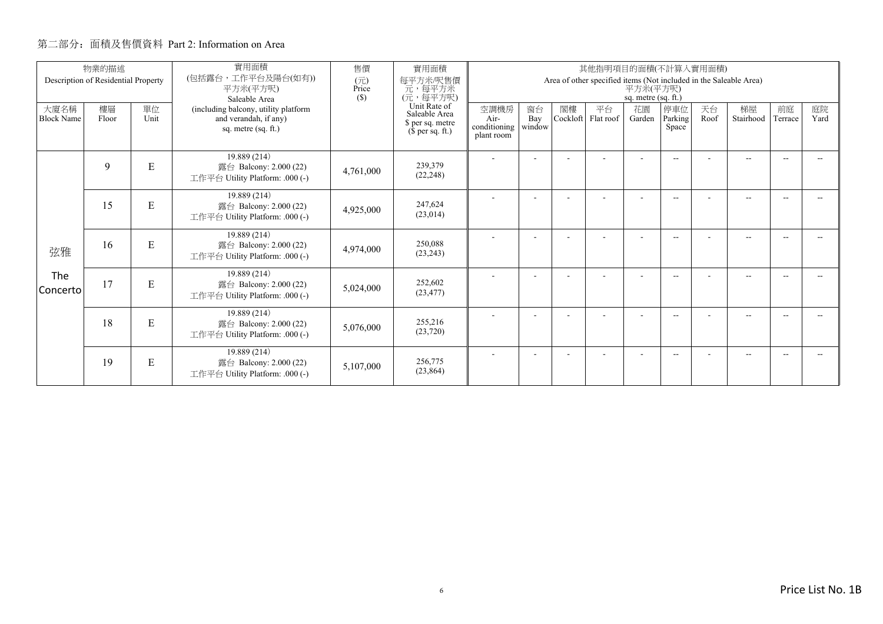## 第二部分：面積及售價資料 Part 2: Information on Area

| 物業的描述 Description of Residential Property | | | 實用面積 (包括露台，工作平台及陽台(如有)) 平方米(平方呎) Saleable Area | 售價 (元) Price ($) | 實用面積 每平方米/呎售價 元，每平方米 (元，每平方呎) Unit Rate of Saleable Area $ per sq. metre ($ per sq. ft.) | 其他指明項目的面積(不計算入實用面積) Area of other specified items (Not included in the Saleable Area) 平方米(平方呎) sq. metre (sq. ft.) | | | | | | | | | |
|---|---|---|---|---|---|---|---|---|---|---|---|---|---|---|---|
| 大廈名稱 Block Name | 樓層 Floor | 單位 Unit | (including balcony, utility platform and verandah, if any) sq. metre (sq. ft.) | | | 空調機房 Air-conditioning plant room | 窗台 Bay window | 閣樓 Cockloft | 平台 Flat roof | 花園 Garden | 停車位 Parking Space | 天台 Roof | 梯屋 Stairhood | 前庭 Terrace | 庭院 Yard |
| 弦雅 The Concerto | 9 | E | 19.889 (214) 露台 Balcony: 2.000 (22) 工作平台 Utility Platform: .000 (-) | 4,761,000 | 239,379 (22,248) | - | - | - | - | - | -- | - | -- | -- | -- |
| | 15 | E | 19.889 (214) 露台 Balcony: 2.000 (22) 工作平台 Utility Platform: .000 (-) | 4,925,000 | 247,624 (23,014) | - | - | - | - | - | -- | - | -- | -- | -- |
| | 16 | E | 19.889 (214) 露台 Balcony: 2.000 (22) 工作平台 Utility Platform: .000 (-) | 4,974,000 | 250,088 (23,243) | - | - | - | - | - | -- | - | -- | -- | -- |
| | 17 | E | 19.889 (214) 露台 Balcony: 2.000 (22) 工作平台 Utility Platform: .000 (-) | 5,024,000 | 252,602 (23,477) | - | - | - | - | - | -- | - | -- | -- | -- |
| | 18 | E | 19.889 (214) 露台 Balcony: 2.000 (22) 工作平台 Utility Platform: .000 (-) | 5,076,000 | 255,216 (23,720) | - | - | - | - | - | -- | - | -- | -- | -- |
| | 19 | E | 19.889 (214) 露台 Balcony: 2.000 (22) 工作平台 Utility Platform: .000 (-) | 5,107,000 | 256,775 (23,864) | - | - | - | - | - | -- | - | -- | -- | -- |

Price List No. 1B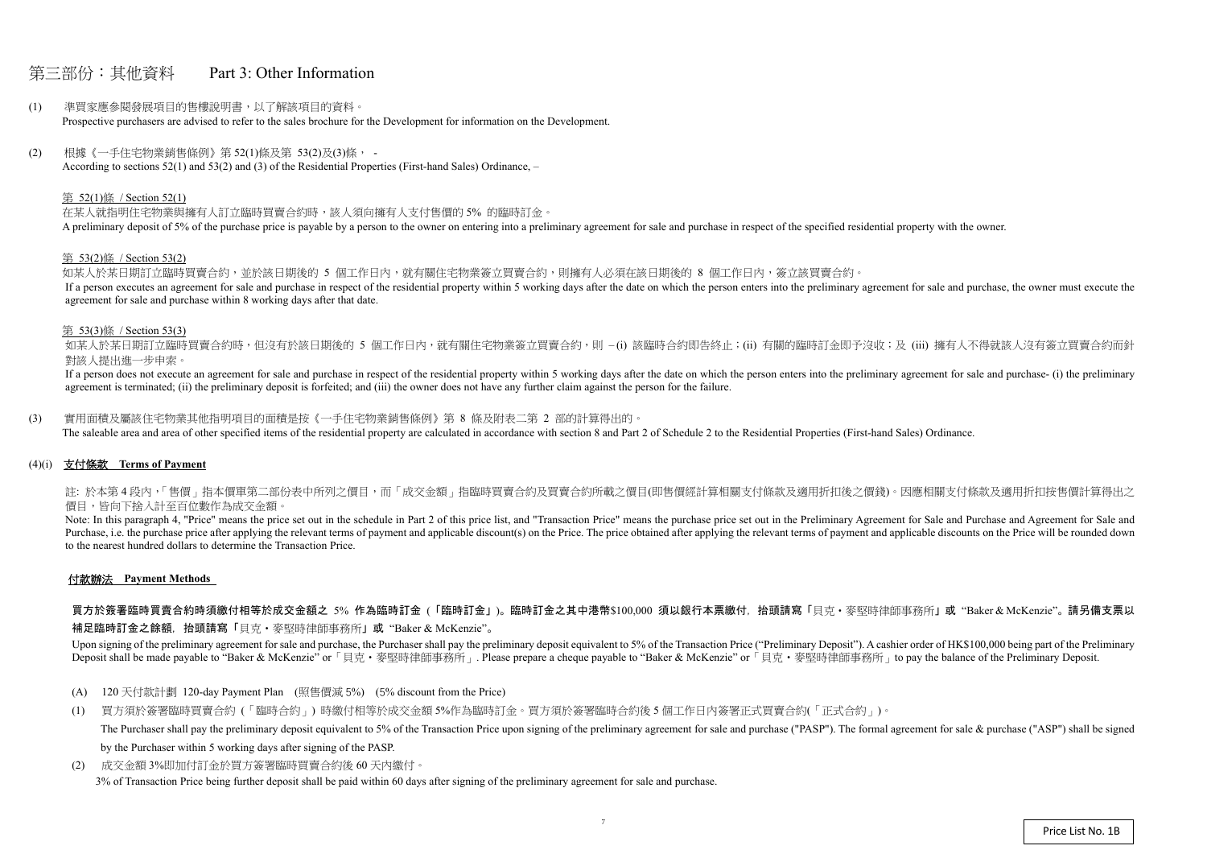# 第三部份：其他資料　Part 3: Other Information

(1) 準買家應參閱發展項目的售樓說明書，以了解該項目的資料。
Prospective purchasers are advised to refer to the sales brochure for the Development for information on the Development.

(2) 根據《一手住宅物業銷售條例》第 52(1)條及第 53(2)及(3)條， -
According to sections 52(1) and 53(2) and (3) of the Residential Properties (First-hand Sales) Ordinance, –

第 52(1)條 / Section 52(1)

在某人就指明住宅物業與擁有人訂立臨時買賣合約時，該人須向擁有人支付售價的 5% 的臨時訂金。
A preliminary deposit of 5% of the purchase price is payable by a person to the owner on entering into a preliminary agreement for sale and purchase in respect of the specified residential property with the owner.

第 53(2)條 / Section 53(2)

如某人於某日期訂立臨時買賣合約，並於該日期後的 5 個工作日內，就有關住宅物業簽立買賣合約，則擁有人必須在該日期後的 8 個工作日內，簽立該買賣合約。
If a person executes an agreement for sale and purchase in respect of the residential property within 5 working days after the date on which the person enters into the preliminary agreement for sale and purchase, the owner must execute the agreement for sale and purchase within 8 working days after that date.

第 53(3)條 / Section 53(3)

如某人於某日期訂立臨時買賣合約時，但沒有於該日期後的 5 個工作日內，就有關住宅物業簽立買賣合約，則 –(i) 該臨時合約即告終止；(ii) 有關的臨時訂金即予沒收；及 (iii) 擁有人不得就該人沒有簽立買賣合約而針對該人提出進一步申索。
If a person does not execute an agreement for sale and purchase in respect of the residential property within 5 working days after the date on which the person enters into the preliminary agreement for sale and purchase- (i) the preliminary agreement is terminated; (ii) the preliminary deposit is forfeited; and (iii) the owner does not have any further claim against the person for the failure.

(3) 實用面積及屬該住宅物業其他指明項目的面積是按《一手住宅物業銷售條例》第 8 條及附表二第 2 部的計算得出的。
The saleable area and area of other specified items of the residential property are calculated in accordance with section 8 and Part 2 of Schedule 2 to the Residential Properties (First-hand Sales) Ordinance.

(4)(i) **支付條款 Terms of Payment**

註: 於本第 4 段內，「售價」指本價單第二部份表中所列之價目，而「成交金額」指臨時買賣合約及買賣合約所載之價目(即售價經計算相關支付條款及適用折扣後之價錢)。因應相關支付條款及適用折扣按售價計算得出之價目，皆向下捨入計至百位數作為成交金額。
Note: In this paragraph 4, "Price" means the price set out in the schedule in Part 2 of this price list, and "Transaction Price" means the purchase price set out in the Preliminary Agreement for Sale and Purchase and Agreement for Sale and Purchase, i.e. the purchase price after applying the relevant terms of payment and applicable discount(s) on the Price. The price obtained after applying the relevant terms of payment and applicable discounts on the Price will be rounded down to the nearest hundred dollars to determine the Transaction Price.

**付款辦法 Payment Methods**

**買方於簽署臨時買賣合約時須繳付相等於成交金額之 5% 作為臨時訂金（「臨時訂金」）。臨時訂金之其中港幣$100,000 須以銀行本票繳付，抬頭請寫「貝克・麥堅時律師事務所」或 "Baker & McKenzie"。請另備支票以補足臨時訂金之餘額，抬頭請寫「貝克・麥堅時律師事務所」或 "Baker & McKenzie"。**

Upon signing of the preliminary agreement for sale and purchase, the Purchaser shall pay the preliminary deposit equivalent to 5% of the Transaction Price ("Preliminary Deposit"). A cashier order of HK$100,000 being part of the Preliminary Deposit shall be made payable to "Baker & McKenzie" or「貝克・麥堅時律師事務所」. Please prepare a cheque payable to "Baker & McKenzie" or「貝克・麥堅時律師事務所」to pay the balance of the Preliminary Deposit.

(A) 120 天付款計劃 120-day Payment Plan (照售價減 5%) (5% discount from the Price)

(1) 買方須於簽署臨時買賣合約（「臨時合約」）時繳付相等於成交金額 5%作為臨時訂金。買方須於簽署臨時合約後 5 個工作日內簽署正式買賣合約(「正式合約」)。
The Purchaser shall pay the preliminary deposit equivalent to 5% of the Transaction Price upon signing of the preliminary agreement for sale and purchase ("PASP"). The formal agreement for sale & purchase ("ASP") shall be signed by the Purchaser within 5 working days after signing of the PASP.

(2) 成交金額 3%即加付訂金於買方簽署臨時買賣合約後 60 天內繳付。
3% of Transaction Price being further deposit shall be paid within 60 days after signing of the preliminary agreement for sale and purchase.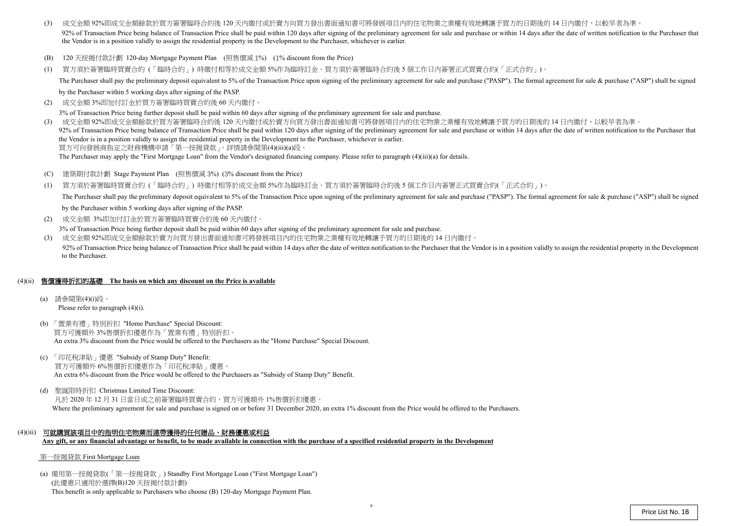(3) 成交金額 92%即成交金額餘款於買方簽署臨時合約後 120 天內繳付或於賣方向買方發出書面通知書可將發展項目內的住宅物業之業權有效地轉讓予買方的日期後的 14 日內繳付，以較早者為準。

92% of Transaction Price being balance of Transaction Price shall be paid within 120 days after signing of the preliminary agreement for sale and purchase or within 14 days after the date of written notification to the Purchaser that the Vendor is in a position validly to assign the residential property in the Development to the Purchaser, whichever is earlier.

(B) 120 天按揭付款計劃 120-day Mortgage Payment Plan (照售價減 1%) (1% discount from the Price)

(1) 買方須於簽署臨時買賣合約（「臨時合約」）時繳付相等於成交金額 5%作為臨時訂金。買方須於簽署臨時合約後 5 個工作日內簽署正式買賣合約(「正式合約」)。

The Purchaser shall pay the preliminary deposit equivalent to 5% of the Transaction Price upon signing of the preliminary agreement for sale and purchase ("PASP"). The formal agreement for sale & purchase ("ASP") shall be signed by the Purchaser within 5 working days after signing of the PASP.

(2) 成交金額 3%即加付訂金於買方簽署臨時買賣合約後 60 天內繳付。

3% of Transaction Price being further deposit shall be paid within 60 days after signing of the preliminary agreement for sale and purchase.

(3) 成交金額 92%即成交金額餘款於買方簽署臨時合約後 120 天內繳付或於賣方向買方發出書面通知書可將發展項目內的住宅物業之業權有效地轉讓予買方的日期後的 14 日內繳付，以較早者為準。

92% of Transaction Price being balance of Transaction Price shall be paid within 120 days after signing of the preliminary agreement for sale and purchase or within 14 days after the date of written notification to the Purchaser that the Vendor is in a position validly to assign the residential property in the Development to the Purchaser, whichever is earlier.

買方可向發展商指定之財務機構申請「第一按揭貸款」。詳情請參閱第(4)(iii)(a)段。

The Purchaser may apply the "First Mortgage Loan" from the Vendor's designated financing company. Please refer to paragraph (4)(iii)(a) for details.

(C) 建築期付款計劃 Stage Payment Plan (照售價減 3%) (3% discount from the Price)

(1) 買方須於簽署臨時買賣合約（「臨時合約」）時繳付相等於成交金額 5%作為臨時訂金。買方須於簽署臨時合約後 5 個工作日內簽署正式買賣合約(「正式合約」)。

The Purchaser shall pay the preliminary deposit equivalent to 5% of the Transaction Price upon signing of the preliminary agreement for sale and purchase ("PASP"). The formal agreement for sale & purchase ("ASP") shall be signed by the Purchaser within 5 working days after signing of the PASP.

(2) 成交金額 3%即加付訂金於買方簽署臨時買賣合約後 60 天內繳付。

3% of Transaction Price being further deposit shall be paid within 60 days after signing of the preliminary agreement for sale and purchase.

(3) 成交金額 92%即成交金額餘款於賣方向買方發出書面通知書可將發展項目內的住宅物業之業權有效地轉讓予買方的日期後的 14 日內繳付。

92% of Transaction Price being balance of Transaction Price shall be paid within 14 days after the date of written notification to the Purchaser that the Vendor is in a position validly to assign the residential property in the Development to the Purchaser.

## (4)(ii) 售價獲得折扣的基礎 The basis on which any discount on the Price is available

(a) 請參閱第(4)(i)段。

Please refer to paragraph (4)(i).

(b) 「置業有禮」特別折扣 "Home Purchase" Special Discount:

買方可獲額外 3%售價折扣優惠作為「置業有禮」特別折扣。

An extra 3% discount from the Price would be offered to the Purchasers as the "Home Purchase" Special Discount.

(c) 「印花稅津貼」優惠 "Subsidy of Stamp Duty" Benefit:

買方可獲額外 6%售價折扣優惠作為「印花稅津貼」優惠。

An extra 6% discount from the Price would be offered to the Purchasers as "Subsidy of Stamp Duty" Benefit.

(d) 聖誕限時折扣 Christmas Limited Time Discount:

凡於 2020 年 12 月 31 日當日或之前簽署臨時買賣合約，買方可獲額外 1%售價折扣優惠。

Where the preliminary agreement for sale and purchase is signed on or before 31 December 2020, an extra 1% discount from the Price would be offered to the Purchasers.

## (4)(iii) 可就購買該項目中的指明住宅物業而連帶獲得的任何贈品、財務優惠或利益 Any gift, or any financial advantage or benefit, to be made available in connection with the purchase of a specified residential property in the Development

第一按揭貸款 First Mortgage Loan

(a) 備用第一按揭貸款(「第一按揭貸款」) Standby First Mortgage Loan ("First Mortgage Loan")

(此優惠只適用於選擇(B)120 天按揭付款計劃)

This benefit is only applicable to Purchasers who choose (B) 120-day Mortgage Payment Plan.

Price List No. 1B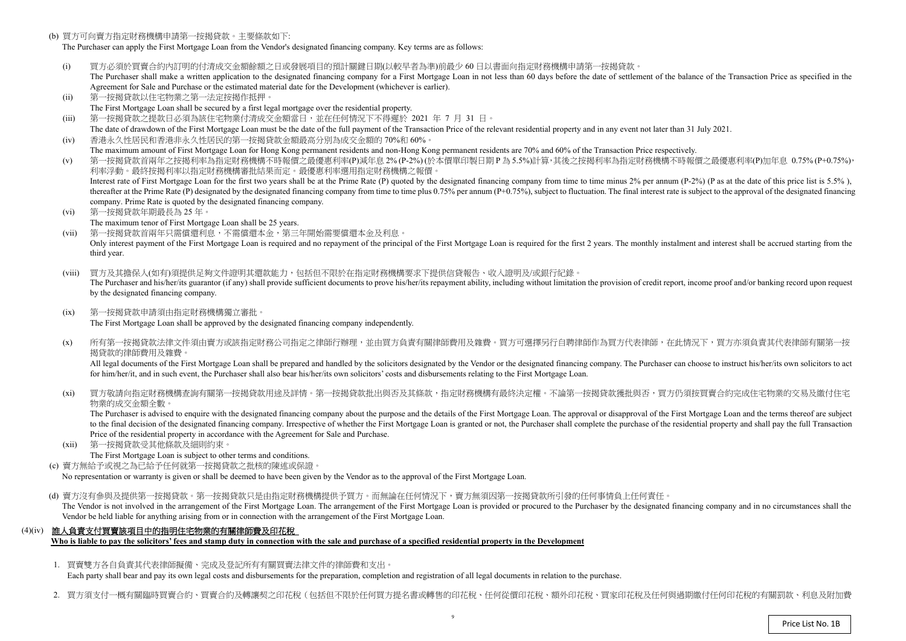(b) 買方可向賣方指定財務機構申請第一按揭貸款。主要條款如下:

The Purchaser can apply the First Mortgage Loan from the Vendor's designated financing company. Key terms are as follows:

(i) 買方必須於買賣合約內訂明的付清成交金額餘額之日或發展項目的預計關鍵日期(以較早者為準)前最少 60 日以書面向指定財務機構申請第一按揭貸款。

The Purchaser shall make a written application to the designated financing company for a First Mortgage Loan in not less than 60 days before the date of settlement of the balance of the Transaction Price as specified in the Agreement for Sale and Purchase or the estimated material date for the Development (whichever is earlier).

(ii) 第一按揭貸款以住宅物業之第一法定按揭作抵押。

The First Mortgage Loan shall be secured by a first legal mortgage over the residential property.

(iii) 第一按揭貸款之提款日必須為該住宅物業付清成交金額當日，並在任何情況下不得遲於 2021 年 7 月 31 日。

The date of drawdown of the First Mortgage Loan must be the date of the full payment of the Transaction Price of the relevant residential property and in any event not later than 31 July 2021.

(iv) 香港永久性居民和香港非永久性居民的第一按揭貸款金額最高分別為成交金額的 70%和 60%。

The maximum amount of First Mortgage Loan for Hong Kong permanent residents and non-Hong Kong permanent residents are 70% and 60% of the Transaction Price respectively.

(v) 第一按揭貸款首兩年之按揭利率為指定財務機構不時報價之最優惠利率(P)減年息 2% (P-2%) (於本價單印製日期 P 為 5.5%)計算，其後之按揭利率為指定財務機構不時報價之最優惠利率(P)加年息 0.75% (P+0.75%)，利率浮動。最終按揭利率以指定財務機構審批結果而定。最優惠利率選用指定財務機構之報價。

Interest rate of First Mortgage Loan for the first two years shall be at the Prime Rate (P) quoted by the designated financing company from time to time minus 2% per annum (P-2%) (P as at the date of this price list is 5.5% ), thereafter at the Prime Rate (P) designated by the designated financing company from time to time plus 0.75% per annum (P+0.75%), subject to fluctuation. The final interest rate is subject to the approval of the designated financing company. Prime Rate is quoted by the designated financing company.

(vi) 第一按揭貸款年期最長為 25 年。

The maximum tenor of First Mortgage Loan shall be 25 years.

(vii) 第一按揭貸款首兩年只需償還利息，不需償還本金，第三年開始需要償還本金及利息。

Only interest payment of the First Mortgage Loan is required and no repayment of the principal of the First Mortgage Loan is required for the first 2 years. The monthly instalment and interest shall be accrued starting from the third year.

(viii) 買方及其擔保人(如有)須提供足夠文件證明其還款能力，包括但不限於在指定財務機構要求下提供信貸報告、收入證明及/或銀行紀錄。

The Purchaser and his/her/its guarantor (if any) shall provide sufficient documents to prove his/her/its repayment ability, including without limitation the provision of credit report, income proof and/or banking record upon request by the designated financing company.

(ix) 第一按揭貸款申請須由指定財務機構獨立審批。

The First Mortgage Loan shall be approved by the designated financing company independently.

(x) 所有第一按揭貸款法律文件須由賣方或該指定財務公司指定之律師行辦理，並由買方負責有關律師費用及雜費。買方可選擇另行自聘律師作為買方代表律師，在此情況下，買方亦須負責其代表律師有關第一按揭貸款的律師費用及雜費。

All legal documents of the First Mortgage Loan shall be prepared and handled by the solicitors designated by the Vendor or the designated financing company. The Purchaser can choose to instruct his/her/its own solicitors to act for him/her/it, and in such event, the Purchaser shall also bear his/her/its own solicitors' costs and disbursements relating to the First Mortgage Loan.

(xi) 買方敬請向指定財務機構查詢有關第一按揭貸款用途及詳情。第一按揭貸款批出與否及其條款，指定財務機構有最終決定權。不論第一按揭貸款獲批與否，買方仍須按買賣合約完成住宅物業的交易及繳付住宅物業的成交金額全數。

The Purchaser is advised to enquire with the designated financing company about the purpose and the details of the First Mortgage Loan. The approval or disapproval of the First Mortgage Loan and the terms thereof are subject to the final decision of the designated financing company. Irrespective of whether the First Mortgage Loan is granted or not, the Purchaser shall complete the purchase of the residential property and shall pay the full Transaction Price of the residential property in accordance with the Agreement for Sale and Purchase.

(xii) 第一按揭貸款受其他條款及細則約束。

The First Mortgage Loan is subject to other terms and conditions.

(c) 賣方無給予或視之為已給予任何就第一按揭貸款之批核的陳述或保證。

No representation or warranty is given or shall be deemed to have been given by the Vendor as to the approval of the First Mortgage Loan.

(d) 賣方沒有參與及提供第一按揭貸款。第一按揭貸款只是由指定財務機構提供予買方。而無論在任何情況下，賣方無須因第一按揭貸款所引發的任何事情負上任何責任。

The Vendor is not involved in the arrangement of the First Mortgage Loan. The arrangement of the First Mortgage Loan is provided or procured to the Purchaser by the designated financing company and in no circumstances shall the Vendor be held liable for anything arising from or in connection with the arrangement of the First Mortgage Loan.

## (4)(iv) 誰人負責支付買賣該項目中的指明住宅物業的有關律師費及印花稅
## Who is liable to pay the solicitors' fees and stamp duty in connection with the sale and purchase of a specified residential property in the Development

1. 買賣雙方各自負責其代表律師擬備、完成及登記所有有關買賣法律文件的律師費和支出。

   Each party shall bear and pay its own legal costs and disbursements for the preparation, completion and registration of all legal documents in relation to the purchase.

2. 買方須支付一概有關臨時買賣合約、買賣合約及轉讓契之印花稅（包括但不限於任何買方提名書或轉售的印花稅、任何從價印花稅、額外印花稅、買家印花稅及任何與過期繳付任何印花稅的有關罰款、利息及附加費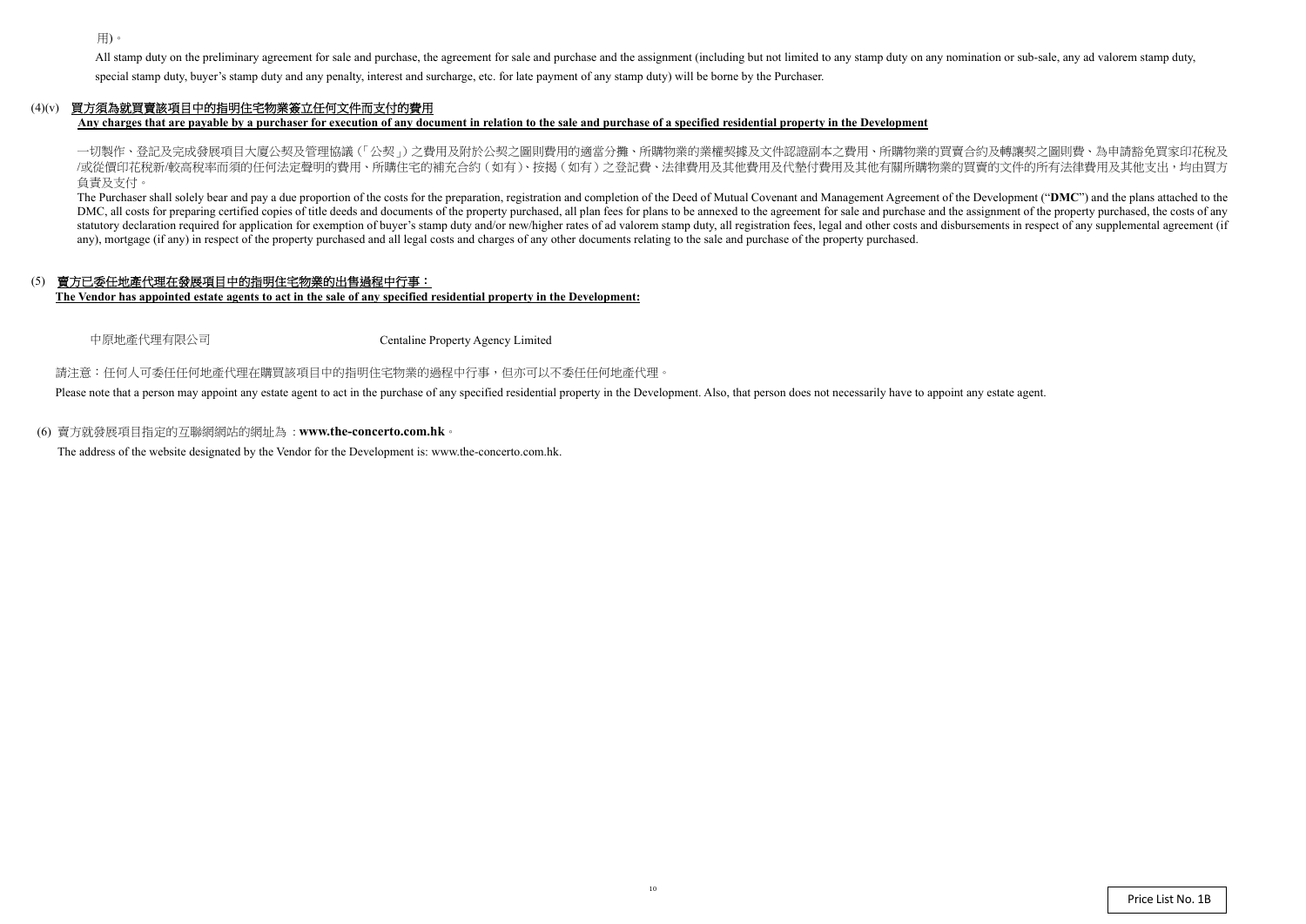用)。

All stamp duty on the preliminary agreement for sale and purchase, the agreement for sale and purchase and the assignment (including but not limited to any stamp duty on any nomination or sub-sale, any ad valorem stamp duty, special stamp duty, buyer's stamp duty and any penalty, interest and surcharge, etc. for late payment of any stamp duty) will be borne by the Purchaser.

(4)(v) **買方須為就買賣該項目中的指明住宅物業簽立任何文件而支付的費用**
**Any charges that are payable by a purchaser for execution of any document in relation to the sale and purchase of a specified residential property in the Development**

一切製作、登記及完成發展項目大廈公契及管理協議(「公契」)之費用及附於公契之圖則費用的適當分攤、所購物業的業權契據及文件認證副本之費用、所購物業的買賣合約及轉讓契之圖則費、為申請豁免買家印花稅及/或從價印花稅新/較高稅率而須的任何法定聲明的費用、所購住宅的補充合約(如有)、按揭(如有)之登記費、法律費用及其他費用及代墊付費用及其他有關所購物業的買賣的文件的所有法律費用及其他支出,均由買方負責及支付。

The Purchaser shall solely bear and pay a due proportion of the costs for the preparation, registration and completion of the Deed of Mutual Covenant and Management Agreement of the Development ("**DMC**") and the plans attached to the DMC, all costs for preparing certified copies of title deeds and documents of the property purchased, all plan fees for plans to be annexed to the agreement for sale and purchase and the assignment of the property purchased, the costs of any statutory declaration required for application for exemption of buyer's stamp duty and/or new/higher rates of ad valorem stamp duty, all registration fees, legal and other costs and disbursements in respect of any supplemental agreement (if any), mortgage (if any) in respect of the property purchased and all legal costs and charges of any other documents relating to the sale and purchase of the property purchased.

(5) **賣方已委任地產代理在發展項目中的指明住宅物業的出售過程中行事:**
**The Vendor has appointed estate agents to act in the sale of any specified residential property in the Development:**

中原地產代理有限公司　　Centaline Property Agency Limited

請注意:任何人可委任任何地產代理在購買該項目中的指明住宅物業的過程中行事,但亦可以不委任任何地產代理。

Please note that a person may appoint any estate agent to act in the purchase of any specified residential property in the Development. Also, that person does not necessarily have to appoint any estate agent.

(6) 賣方就發展項目指定的互聯網網站的網址為:**www.the-concerto.com.hk**。

The address of the website designated by the Vendor for the Development is: www.the-concerto.com.hk.

Price List No. 1B